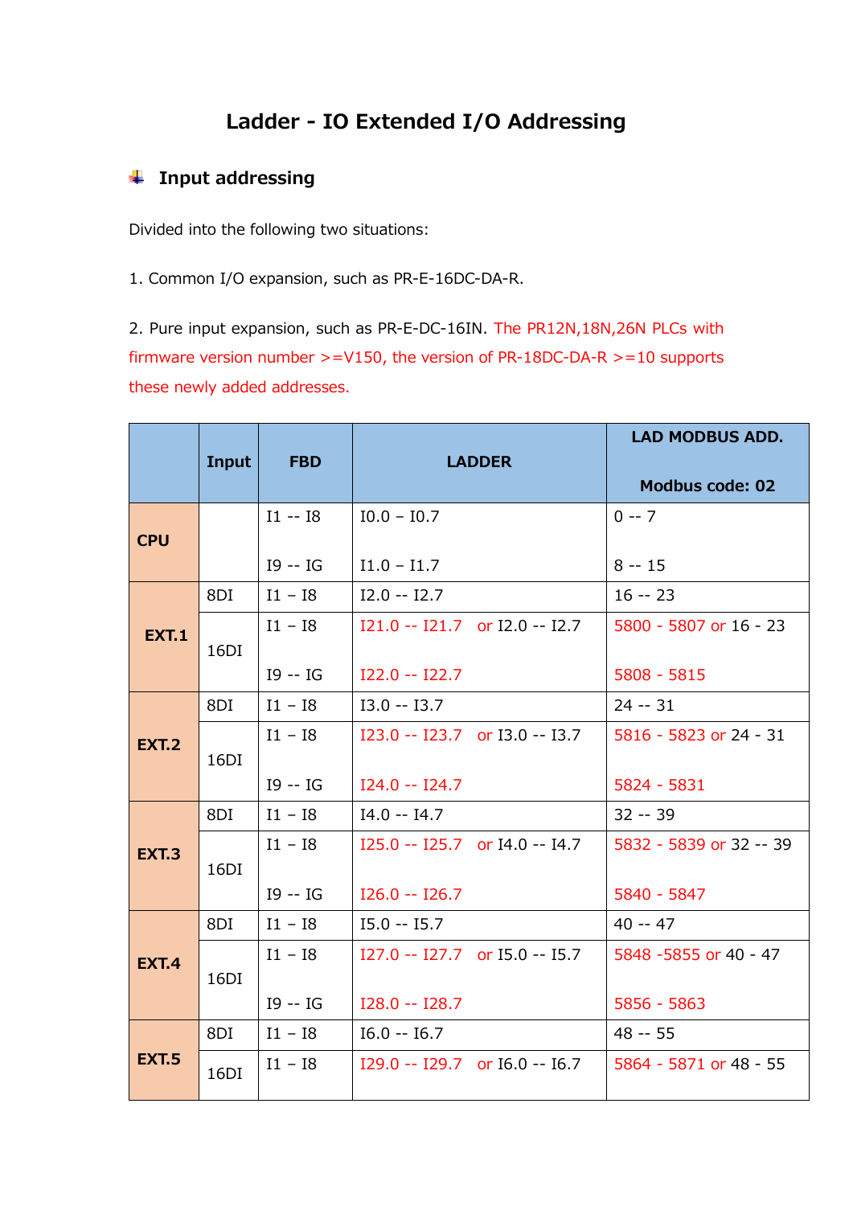# Ladder - IO Extended I/O Addressing

## Input addressing

Divided into the following two situations:

1. Common I/O expansion, such as PR-E-16DC-DA-R.

2. Pure input expansion, such as PR-E-DC-16IN. The PR12N,18N,26N PLCs with firmware version number >=V150, the version of PR-18DC-DA-R >=10 supports these newly added addresses.

| | Input | FBD | LADDER | LAD MODBUS ADD. Modbus code: 02 |
|---|---|---|---|---|
| CPU | | I1 -- I8 | I0.0 – I0.7 | 0 -- 7 |
| | | I9 -- IG | I1.0 – I1.7 | 8 -- 15 |
| EXT.1 | 8DI | I1 – I8 | I2.0 -- I2.7 | 16 -- 23 |
| | 16DI | I1 – I8 | I21.0 -- I21.7 or I2.0 -- I2.7 | 5800 - 5807 or 16 - 23 |
| | | I9 -- IG | I22.0 -- I22.7 | 5808 - 5815 |
| EXT.2 | 8DI | I1 – I8 | I3.0 -- I3.7 | 24 -- 31 |
| | 16DI | I1 – I8 | I23.0 -- I23.7 or I3.0 -- I3.7 | 5816 - 5823 or 24 - 31 |
| | | I9 -- IG | I24.0 -- I24.7 | 5824 - 5831 |
| EXT.3 | 8DI | I1 – I8 | I4.0 -- I4.7 | 32 -- 39 |
| | 16DI | I1 – I8 | I25.0 -- I25.7 or I4.0 -- I4.7 | 5832 - 5839 or 32 -- 39 |
| | | I9 -- IG | I26.0 -- I26.7 | 5840 - 5847 |
| EXT.4 | 8DI | I1 – I8 | I5.0 -- I5.7 | 40 -- 47 |
| | 16DI | I1 – I8 | I27.0 -- I27.7 or I5.0 -- I5.7 | 5848 -5855 or 40 - 47 |
| | | I9 -- IG | I28.0 -- I28.7 | 5856 - 5863 |
| EXT.5 | 8DI | I1 – I8 | I6.0 -- I6.7 | 48 -- 55 |
| | 16DI | I1 – I8 | I29.0 -- I29.7 or I6.0 -- I6.7 | 5864 - 5871 or 48 - 55 |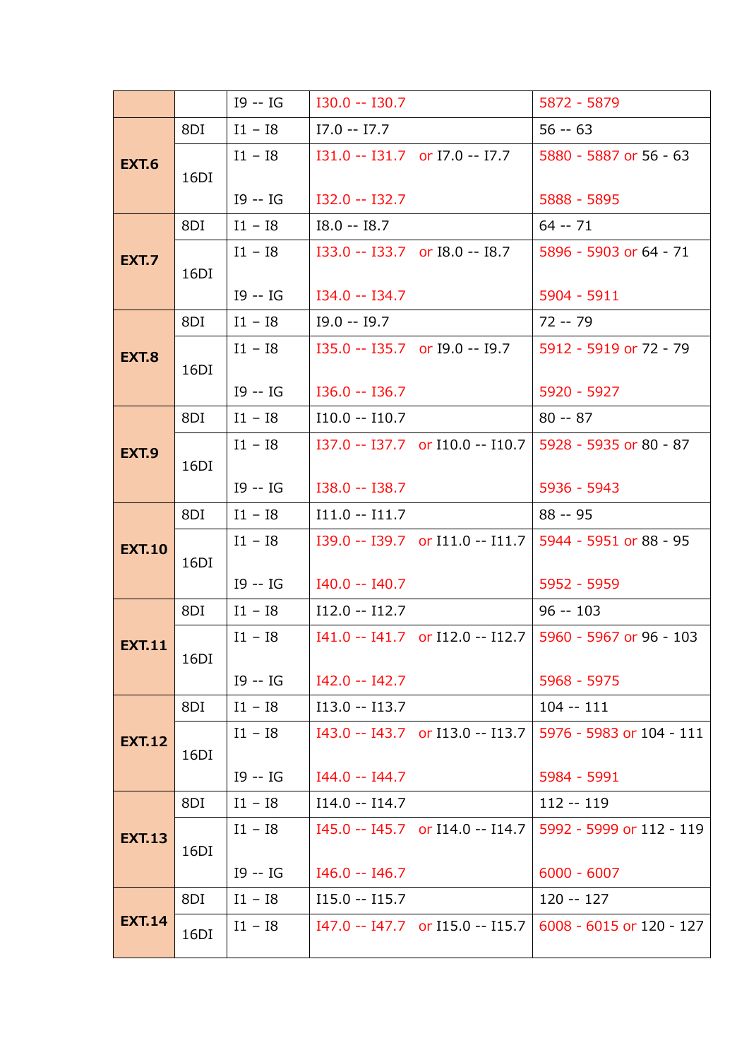| | | | | |
|---|---|---|---|---|
| | | I9 -- IG | I30.0 -- I30.7 | 5872 - 5879 |
| **EXT.6** | 8DI | I1 – I8 | I7.0 -- I7.7 | 56 -- 63 |
| | 16DI | I1 – I8 | I31.0 -- I31.7 or I7.0 -- I7.7 | 5880 - 5887 or 56 - 63 |
| | | I9 -- IG | I32.0 -- I32.7 | 5888 - 5895 |
| **EXT.7** | 8DI | I1 – I8 | I8.0 -- I8.7 | 64 -- 71 |
| | 16DI | I1 – I8 | I33.0 -- I33.7 or I8.0 -- I8.7 | 5896 - 5903 or 64 - 71 |
| | | I9 -- IG | I34.0 -- I34.7 | 5904 - 5911 |
| **EXT.8** | 8DI | I1 – I8 | I9.0 -- I9.7 | 72 -- 79 |
| | 16DI | I1 – I8 | I35.0 -- I35.7 or I9.0 -- I9.7 | 5912 - 5919 or 72 - 79 |
| | | I9 -- IG | I36.0 -- I36.7 | 5920 - 5927 |
| **EXT.9** | 8DI | I1 – I8 | I10.0 -- I10.7 | 80 -- 87 |
| | 16DI | I1 – I8 | I37.0 -- I37.7 or I10.0 -- I10.7 | 5928 - 5935 or 80 - 87 |
| | | I9 -- IG | I38.0 -- I38.7 | 5936 - 5943 |
| **EXT.10** | 8DI | I1 – I8 | I11.0 -- I11.7 | 88 -- 95 |
| | 16DI | I1 – I8 | I39.0 -- I39.7 or I11.0 -- I11.7 | 5944 - 5951 or 88 - 95 |
| | | I9 -- IG | I40.0 -- I40.7 | 5952 - 5959 |
| **EXT.11** | 8DI | I1 – I8 | I12.0 -- I12.7 | 96 -- 103 |
| | 16DI | I1 – I8 | I41.0 -- I41.7 or I12.0 -- I12.7 | 5960 - 5967 or 96 - 103 |
| | | I9 -- IG | I42.0 -- I42.7 | 5968 - 5975 |
| **EXT.12** | 8DI | I1 – I8 | I13.0 -- I13.7 | 104 -- 111 |
| | 16DI | I1 – I8 | I43.0 -- I43.7 or I13.0 -- I13.7 | 5976 - 5983 or 104 - 111 |
| | | I9 -- IG | I44.0 -- I44.7 | 5984 - 5991 |
| **EXT.13** | 8DI | I1 – I8 | I14.0 -- I14.7 | 112 -- 119 |
| | 16DI | I1 – I8 | I45.0 -- I45.7 or I14.0 -- I14.7 | 5992 - 5999 or 112 - 119 |
| | | I9 -- IG | I46.0 -- I46.7 | 6000 - 6007 |
| **EXT.14** | 8DI | I1 – I8 | I15.0 -- I15.7 | 120 -- 127 |
| | 16DI | I1 – I8 | I47.0 -- I47.7 or I15.0 -- I15.7 | 6008 - 6015 or 120 - 127 |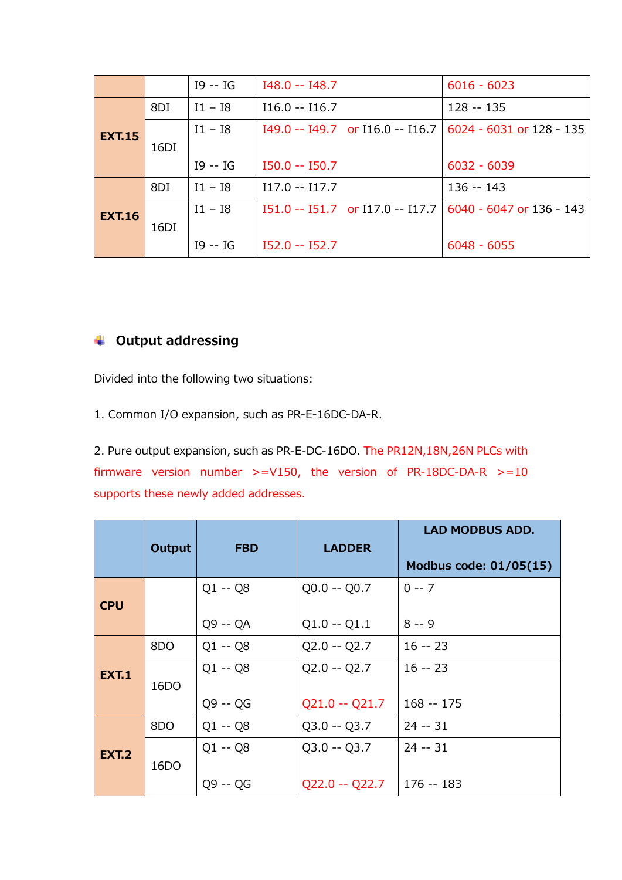| | | | | |
|---|---|---|---|---|
| | | I9 -- IG | I48.0 -- I48.7 | 6016 - 6023 |
| **EXT.15** | 8DI | I1 – I8 | I16.0 -- I16.7 | 128 -- 135 |
| | 16DI | I1 – I8 | I49.0 -- I49.7 or I16.0 -- I16.7 | 6024 - 6031 or 128 - 135 |
| | | I9 -- IG | I50.0 -- I50.7 | 6032 - 6039 |
| **EXT.16** | 8DI | I1 – I8 | I17.0 -- I17.7 | 136 -- 143 |
| | 16DI | I1 – I8 | I51.0 -- I51.7 or I17.0 -- I17.7 | 6040 - 6047 or 136 - 143 |
| | | I9 -- IG | I52.0 -- I52.7 | 6048 - 6055 |

## Output addressing

Divided into the following two situations:

1. Common I/O expansion, such as PR-E-16DC-DA-R.

2. Pure output expansion, such as PR-E-DC-16DO. The PR12N,18N,26N PLCs with firmware version number >=V150, the version of PR-18DC-DA-R >=10 supports these newly added addresses.

| | Output | FBD | LADDER | LAD MODBUS ADD. Modbus code: 01/05(15) |
|---|---|---|---|---|
| **CPU** | | Q1 -- Q8 | Q0.0 -- Q0.7 | 0 -- 7 |
| | | Q9 -- QA | Q1.0 -- Q1.1 | 8 -- 9 |
| **EXT.1** | 8DO | Q1 -- Q8 | Q2.0 -- Q2.7 | 16 -- 23 |
| | 16DO | Q1 -- Q8 | Q2.0 -- Q2.7 | 16 -- 23 |
| | | Q9 -- QG | Q21.0 -- Q21.7 | 168 -- 175 |
| **EXT.2** | 8DO | Q1 -- Q8 | Q3.0 -- Q3.7 | 24 -- 31 |
| | 16DO | Q1 -- Q8 | Q3.0 -- Q3.7 | 24 -- 31 |
| | | Q9 -- QG | Q22.0 -- Q22.7 | 176 -- 183 |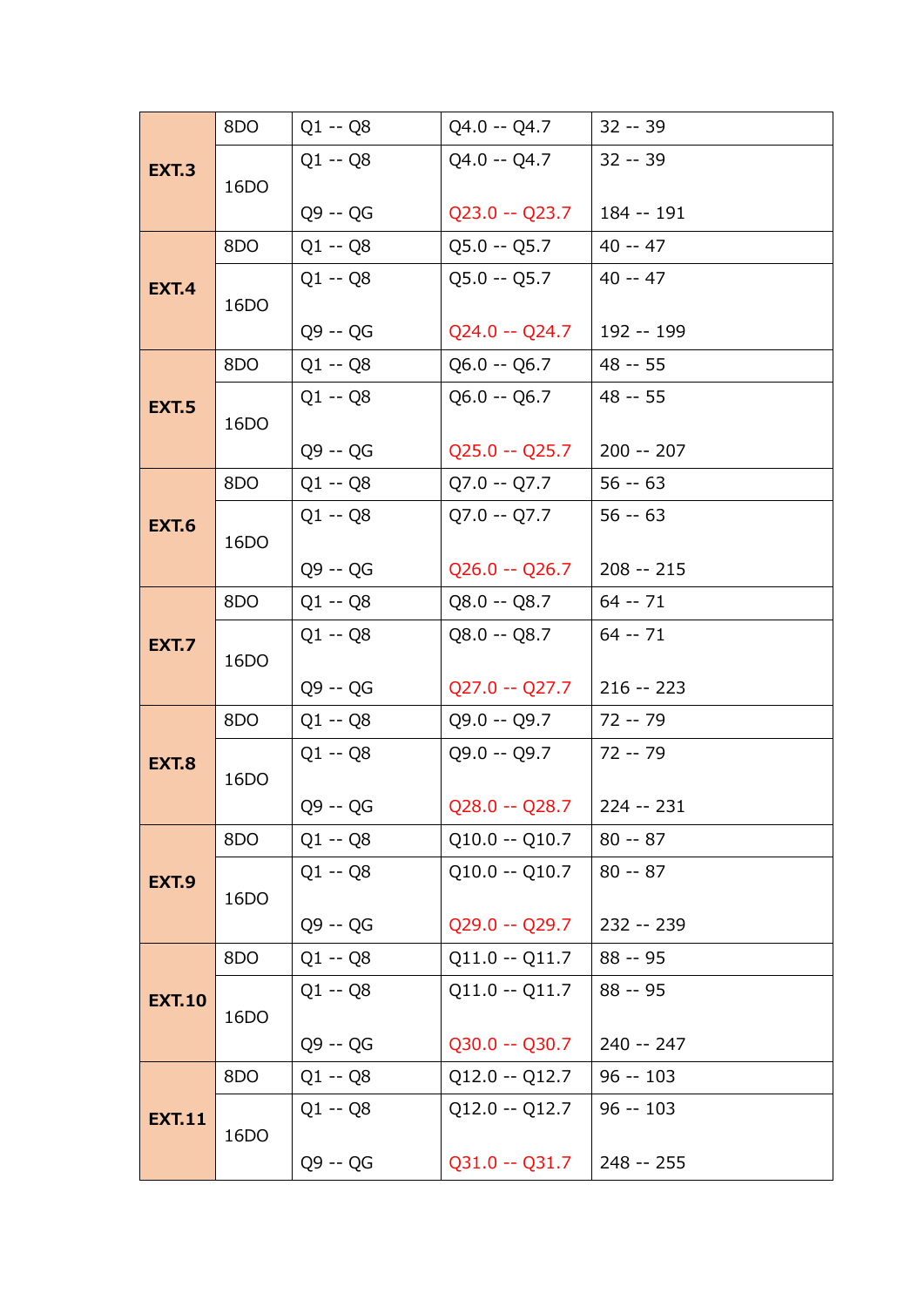| | | | | |
|---|---|---|---|---|
| **EXT.3** | 8DO | Q1 -- Q8 | Q4.0 -- Q4.7 | 32 -- 39 |
| | 16DO | Q1 -- Q8 | Q4.0 -- Q4.7 | 32 -- 39 |
| | | Q9 -- QG | Q23.0 -- Q23.7 | 184 -- 191 |
| **EXT.4** | 8DO | Q1 -- Q8 | Q5.0 -- Q5.7 | 40 -- 47 |
| | 16DO | Q1 -- Q8 | Q5.0 -- Q5.7 | 40 -- 47 |
| | | Q9 -- QG | Q24.0 -- Q24.7 | 192 -- 199 |
| **EXT.5** | 8DO | Q1 -- Q8 | Q6.0 -- Q6.7 | 48 -- 55 |
| | 16DO | Q1 -- Q8 | Q6.0 -- Q6.7 | 48 -- 55 |
| | | Q9 -- QG | Q25.0 -- Q25.7 | 200 -- 207 |
| **EXT.6** | 8DO | Q1 -- Q8 | Q7.0 -- Q7.7 | 56 -- 63 |
| | 16DO | Q1 -- Q8 | Q7.0 -- Q7.7 | 56 -- 63 |
| | | Q9 -- QG | Q26.0 -- Q26.7 | 208 -- 215 |
| **EXT.7** | 8DO | Q1 -- Q8 | Q8.0 -- Q8.7 | 64 -- 71 |
| | 16DO | Q1 -- Q8 | Q8.0 -- Q8.7 | 64 -- 71 |
| | | Q9 -- QG | Q27.0 -- Q27.7 | 216 -- 223 |
| **EXT.8** | 8DO | Q1 -- Q8 | Q9.0 -- Q9.7 | 72 -- 79 |
| | 16DO | Q1 -- Q8 | Q9.0 -- Q9.7 | 72 -- 79 |
| | | Q9 -- QG | Q28.0 -- Q28.7 | 224 -- 231 |
| **EXT.9** | 8DO | Q1 -- Q8 | Q10.0 -- Q10.7 | 80 -- 87 |
| | 16DO | Q1 -- Q8 | Q10.0 -- Q10.7 | 80 -- 87 |
| | | Q9 -- QG | Q29.0 -- Q29.7 | 232 -- 239 |
| **EXT.10** | 8DO | Q1 -- Q8 | Q11.0 -- Q11.7 | 88 -- 95 |
| | 16DO | Q1 -- Q8 | Q11.0 -- Q11.7 | 88 -- 95 |
| | | Q9 -- QG | Q30.0 -- Q30.7 | 240 -- 247 |
| **EXT.11** | 8DO | Q1 -- Q8 | Q12.0 -- Q12.7 | 96 -- 103 |
| | 16DO | Q1 -- Q8 | Q12.0 -- Q12.7 | 96 -- 103 |
| | | Q9 -- QG | Q31.0 -- Q31.7 | 248 -- 255 |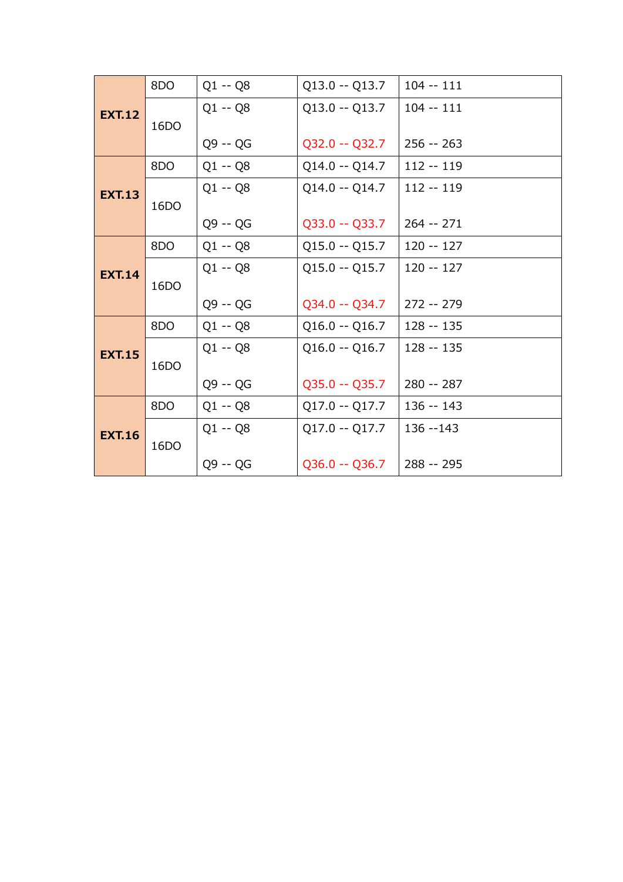| | | | | |
|---|---|---|---|---|
| **EXT.12** | 8DO | Q1 -- Q8 | Q13.0 -- Q13.7 | 104 -- 111 |
| | 16DO | Q1 -- Q8 | Q13.0 -- Q13.7 | 104 -- 111 |
| | | Q9 -- QG | Q32.0 -- Q32.7 | 256 -- 263 |
| **EXT.13** | 8DO | Q1 -- Q8 | Q14.0 -- Q14.7 | 112 -- 119 |
| | 16DO | Q1 -- Q8 | Q14.0 -- Q14.7 | 112 -- 119 |
| | | Q9 -- QG | Q33.0 -- Q33.7 | 264 -- 271 |
| **EXT.14** | 8DO | Q1 -- Q8 | Q15.0 -- Q15.7 | 120 -- 127 |
| | 16DO | Q1 -- Q8 | Q15.0 -- Q15.7 | 120 -- 127 |
| | | Q9 -- QG | Q34.0 -- Q34.7 | 272 -- 279 |
| **EXT.15** | 8DO | Q1 -- Q8 | Q16.0 -- Q16.7 | 128 -- 135 |
| | 16DO | Q1 -- Q8 | Q16.0 -- Q16.7 | 128 -- 135 |
| | | Q9 -- QG | Q35.0 -- Q35.7 | 280 -- 287 |
| **EXT.16** | 8DO | Q1 -- Q8 | Q17.0 -- Q17.7 | 136 -- 143 |
| | 16DO | Q1 -- Q8 | Q17.0 -- Q17.7 | 136 --143 |
| | | Q9 -- QG | Q36.0 -- Q36.7 | 288 -- 295 |